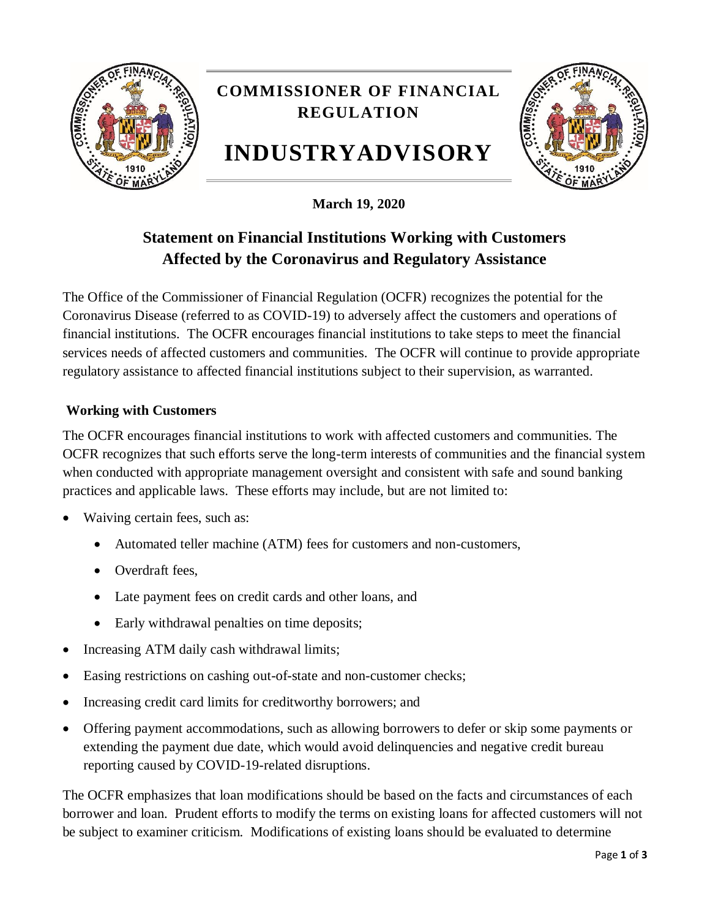# COMMISSIONER OF FINANCIAL REGULATION

# INDUSTRYADVISORY

**March 19, 2020**

## Statement on Financial Institutions Working with Customers Affected by the Coronavirus and Regulatory Assistance

The Office of the Commissioner of Financial Regulation (OCFR) recognizes the potential for the Coronavirus Disease (referred to as COVID-19) to adversely affect the customers and operations of financial institutions. The OCFR encourages financial institutions to take steps to meet the financial services needs of affected customers and communities. The OCFR will continue to provide appropriate regulatory assistance to affected financial institutions subject to their supervision, as warranted.

### Working with Customers

The OCFR encourages financial institutions to work with affected customers and communities. The OCFR recognizes that such efforts serve the long-term interests of communities and the financial system when conducted with appropriate management oversight and consistent with safe and sound banking practices and applicable laws. These efforts may include, but are not limited to:

- Waiving certain fees, such as:
  - Automated teller machine (ATM) fees for customers and non-customers,
  - Overdraft fees,
  - Late payment fees on credit cards and other loans, and
  - Early withdrawal penalties on time deposits;
- Increasing ATM daily cash withdrawal limits;
- Easing restrictions on cashing out-of-state and non-customer checks;
- Increasing credit card limits for creditworthy borrowers; and
- Offering payment accommodations, such as allowing borrowers to defer or skip some payments or extending the payment due date, which would avoid delinquencies and negative credit bureau reporting caused by COVID-19-related disruptions.

The OCFR emphasizes that loan modifications should be based on the facts and circumstances of each borrower and loan. Prudent efforts to modify the terms on existing loans for affected customers will not be subject to examiner criticism. Modifications of existing loans should be evaluated to determine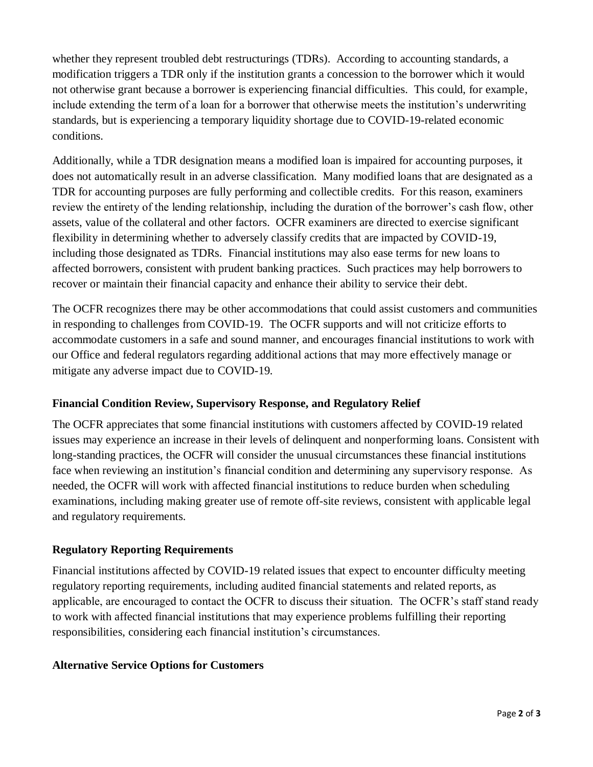whether they represent troubled debt restructurings (TDRs). According to accounting standards, a modification triggers a TDR only if the institution grants a concession to the borrower which it would not otherwise grant because a borrower is experiencing financial difficulties. This could, for example, include extending the term of a loan for a borrower that otherwise meets the institution's underwriting standards, but is experiencing a temporary liquidity shortage due to COVID-19-related economic conditions.

Additionally, while a TDR designation means a modified loan is impaired for accounting purposes, it does not automatically result in an adverse classification. Many modified loans that are designated as a TDR for accounting purposes are fully performing and collectible credits. For this reason, examiners review the entirety of the lending relationship, including the duration of the borrower's cash flow, other assets, value of the collateral and other factors. OCFR examiners are directed to exercise significant flexibility in determining whether to adversely classify credits that are impacted by COVID-19, including those designated as TDRs. Financial institutions may also ease terms for new loans to affected borrowers, consistent with prudent banking practices. Such practices may help borrowers to recover or maintain their financial capacity and enhance their ability to service their debt.

The OCFR recognizes there may be other accommodations that could assist customers and communities in responding to challenges from COVID-19. The OCFR supports and will not criticize efforts to accommodate customers in a safe and sound manner, and encourages financial institutions to work with our Office and federal regulators regarding additional actions that may more effectively manage or mitigate any adverse impact due to COVID-19.

**Financial Condition Review, Supervisory Response, and Regulatory Relief**

The OCFR appreciates that some financial institutions with customers affected by COVID-19 related issues may experience an increase in their levels of delinquent and nonperforming loans. Consistent with long-standing practices, the OCFR will consider the unusual circumstances these financial institutions face when reviewing an institution's financial condition and determining any supervisory response. As needed, the OCFR will work with affected financial institutions to reduce burden when scheduling examinations, including making greater use of remote off-site reviews, consistent with applicable legal and regulatory requirements.

**Regulatory Reporting Requirements**

Financial institutions affected by COVID-19 related issues that expect to encounter difficulty meeting regulatory reporting requirements, including audited financial statements and related reports, as applicable, are encouraged to contact the OCFR to discuss their situation. The OCFR's staff stand ready to work with affected financial institutions that may experience problems fulfilling their reporting responsibilities, considering each financial institution's circumstances.

**Alternative Service Options for Customers**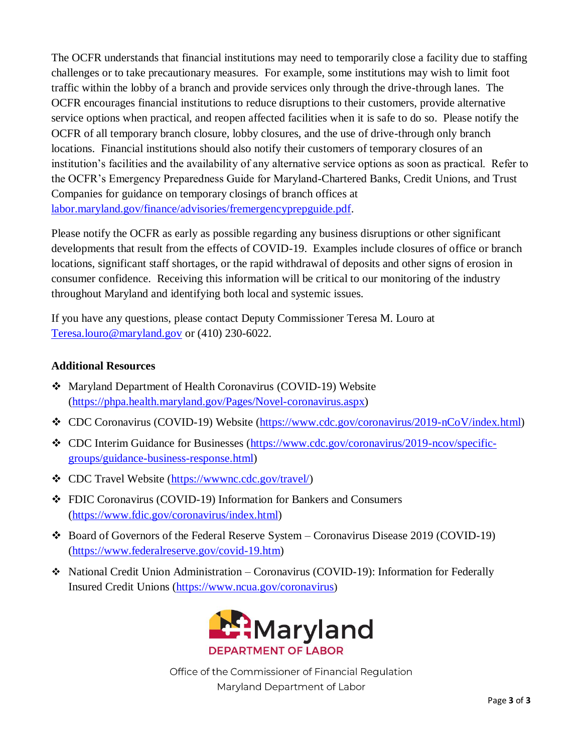The OCFR understands that financial institutions may need to temporarily close a facility due to staffing challenges or to take precautionary measures. For example, some institutions may wish to limit foot traffic within the lobby of a branch and provide services only through the drive-through lanes. The OCFR encourages financial institutions to reduce disruptions to their customers, provide alternative service options when practical, and reopen affected facilities when it is safe to do so. Please notify the OCFR of all temporary branch closure, lobby closures, and the use of drive-through only branch locations. Financial institutions should also notify their customers of temporary closures of an institution's facilities and the availability of any alternative service options as soon as practical. Refer to the OCFR's Emergency Preparedness Guide for Maryland-Chartered Banks, Credit Unions, and Trust Companies for guidance on temporary closings of branch offices at labor.maryland.gov/finance/advisories/fremergencyprepguide.pdf.

Please notify the OCFR as early as possible regarding any business disruptions or other significant developments that result from the effects of COVID-19. Examples include closures of office or branch locations, significant staff shortages, or the rapid withdrawal of deposits and other signs of erosion in consumer confidence. Receiving this information will be critical to our monitoring of the industry throughout Maryland and identifying both local and systemic issues.

If you have any questions, please contact Deputy Commissioner Teresa M. Louro at Teresa.louro@maryland.gov or (410) 230-6022.

**Additional Resources**

- Maryland Department of Health Coronavirus (COVID-19) Website (https://phpa.health.maryland.gov/Pages/Novel-coronavirus.aspx)
- CDC Coronavirus (COVID-19) Website (https://www.cdc.gov/coronavirus/2019-nCoV/index.html)
- CDC Interim Guidance for Businesses (https://www.cdc.gov/coronavirus/2019-ncov/specific-groups/guidance-business-response.html)
- CDC Travel Website (https://wwwnc.cdc.gov/travel/)
- FDIC Coronavirus (COVID-19) Information for Bankers and Consumers (https://www.fdic.gov/coronavirus/index.html)
- Board of Governors of the Federal Reserve System – Coronavirus Disease 2019 (COVID-19) (https://www.federalreserve.gov/covid-19.htm)
- National Credit Union Administration – Coronavirus (COVID-19): Information for Federally Insured Credit Unions (https://www.ncua.gov/coronavirus)

Maryland
DEPARTMENT OF LABOR

Office of the Commissioner of Financial Regulation
Maryland Department of Labor